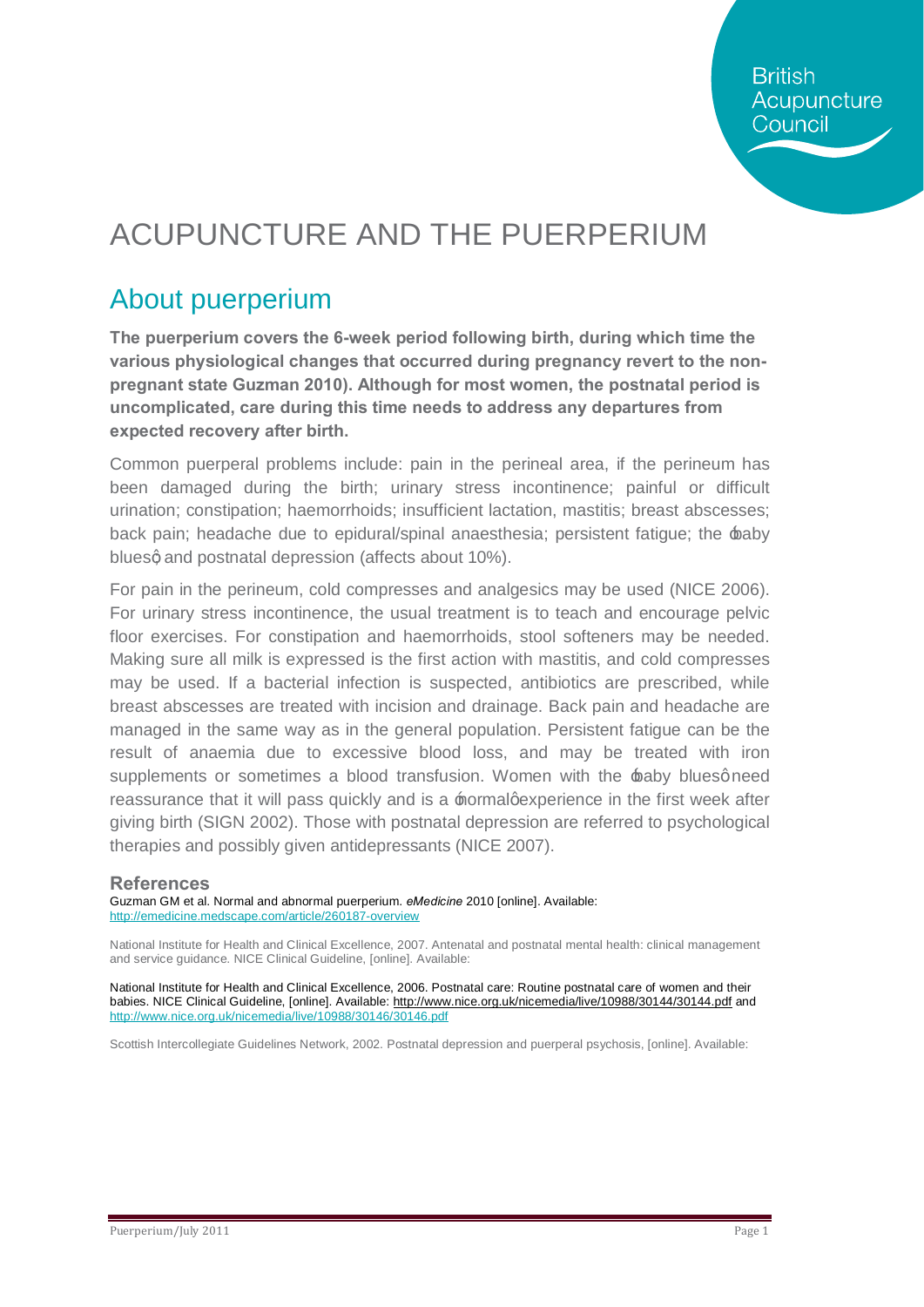British Acupuncture Council

# ACUPUNCTURE AND THE PUERPERIUM

## About puerperium

**The puerperium covers the 6-week period following birth, during which time the various physiological changes that occurred during pregnancy revert to the non-pregnant state Guzman 2010). Although for most women, the postnatal period is uncomplicated, care during this time needs to address any departures from expected recovery after birth.**

Common puerperal problems include: pain in the perineal area, if the perineum has been damaged during the birth; urinary stress incontinence; painful or difficult urination; constipation; haemorrhoids; insufficient lactation, mastitis; breast abscesses; back pain; headache due to epidural/spinal anaesthesia; persistent fatigue; the 'baby blues' and postnatal depression (affects about 10%).

For pain in the perineum, cold compresses and analgesics may be used (NICE 2006). For urinary stress incontinence, the usual treatment is to teach and encourage pelvic floor exercises. For constipation and haemorrhoids, stool softeners may be needed. Making sure all milk is expressed is the first action with mastitis, and cold compresses may be used. If a bacterial infection is suspected, antibiotics are prescribed, while breast abscesses are treated with incision and drainage. Back pain and headache are managed in the same way as in the general population. Persistent fatigue can be the result of anaemia due to excessive blood loss, and may be treated with iron supplements or sometimes a blood transfusion. Women with the 'baby blues' need reassurance that it will pass quickly and is a 'normal' experience in the first week after giving birth (SIGN 2002). Those with postnatal depression are referred to psychological therapies and possibly given antidepressants (NICE 2007).

### References

Guzman GM et al. Normal and abnormal puerperium. *eMedicine* 2010 [online]. Available: http://emedicine.medscape.com/article/260187-overview

National Institute for Health and Clinical Excellence, 2007. Antenatal and postnatal mental health: clinical management and service guidance. NICE Clinical Guideline, [online]. Available:

National Institute for Health and Clinical Excellence, 2006. Postnatal care: Routine postnatal care of women and their babies. NICE Clinical Guideline, [online]. Available: http://www.nice.org.uk/nicemedia/live/10988/30144/30144.pdf and http://www.nice.org.uk/nicemedia/live/10988/30146/30146.pdf

Scottish Intercollegiate Guidelines Network, 2002. Postnatal depression and puerperal psychosis, [online]. Available: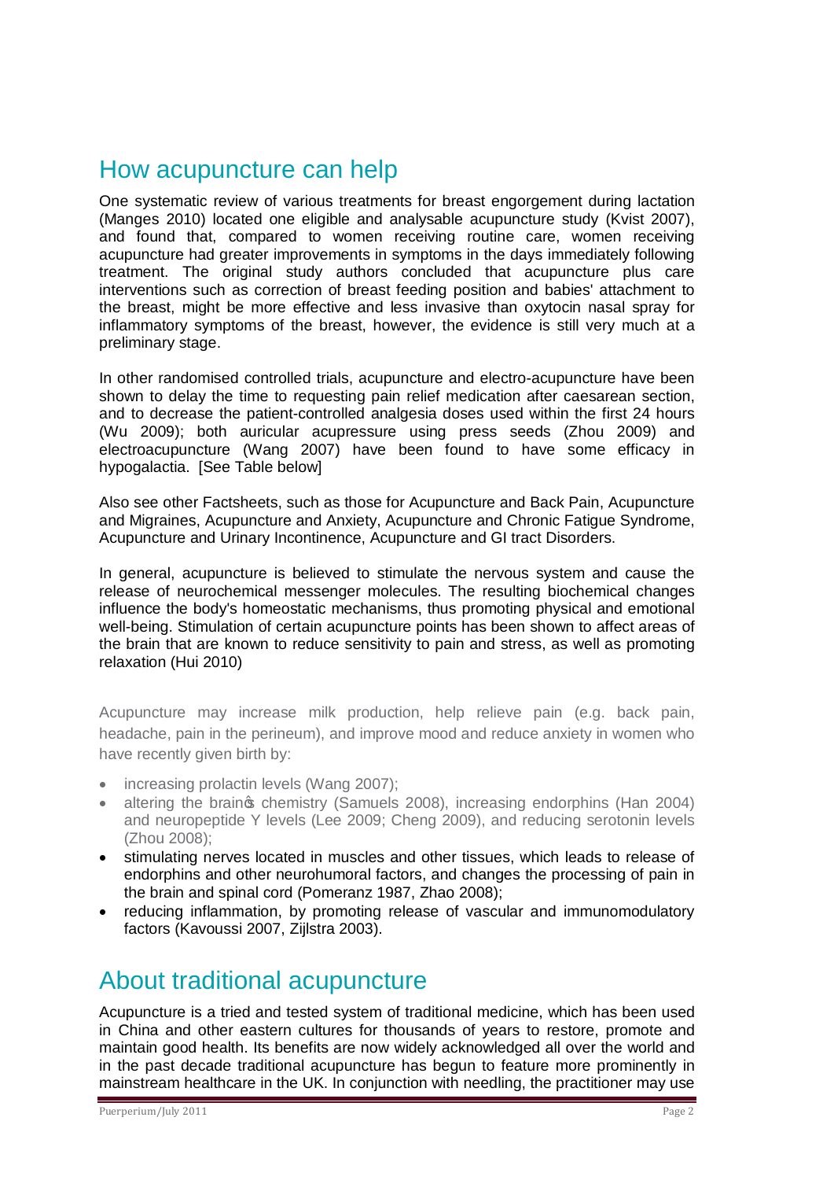## How acupuncture can help

One systematic review of various treatments for breast engorgement during lactation (Manges 2010) located one eligible and analysable acupuncture study (Kvist 2007), and found that, compared to women receiving routine care, women receiving acupuncture had greater improvements in symptoms in the days immediately following treatment. The original study authors concluded that acupuncture plus care interventions such as correction of breast feeding position and babies' attachment to the breast, might be more effective and less invasive than oxytocin nasal spray for inflammatory symptoms of the breast, however, the evidence is still very much at a preliminary stage.

In other randomised controlled trials, acupuncture and electro-acupuncture have been shown to delay the time to requesting pain relief medication after caesarean section, and to decrease the patient-controlled analgesia doses used within the first 24 hours (Wu 2009); both auricular acupressure using press seeds (Zhou 2009) and electroacupuncture (Wang 2007) have been found to have some efficacy in hypogalactia. [See Table below]

Also see other Factsheets, such as those for Acupuncture and Back Pain, Acupuncture and Migraines, Acupuncture and Anxiety, Acupuncture and Chronic Fatigue Syndrome, Acupuncture and Urinary Incontinence, Acupuncture and GI tract Disorders.

In general, acupuncture is believed to stimulate the nervous system and cause the release of neurochemical messenger molecules. The resulting biochemical changes influence the body's homeostatic mechanisms, thus promoting physical and emotional well-being. Stimulation of certain acupuncture points has been shown to affect areas of the brain that are known to reduce sensitivity to pain and stress, as well as promoting relaxation (Hui 2010)

Acupuncture may increase milk production, help relieve pain (e.g. back pain, headache, pain in the perineum), and improve mood and reduce anxiety in women who have recently given birth by:

- increasing prolactin levels (Wang 2007);
- altering the brain's chemistry (Samuels 2008), increasing endorphins (Han 2004) and neuropeptide Y levels (Lee 2009; Cheng 2009), and reducing serotonin levels (Zhou 2008);
- stimulating nerves located in muscles and other tissues, which leads to release of endorphins and other neurohumoral factors, and changes the processing of pain in the brain and spinal cord (Pomeranz 1987, Zhao 2008);
- reducing inflammation, by promoting release of vascular and immunomodulatory factors (Kavoussi 2007, Zijlstra 2003).

## About traditional acupuncture

Acupuncture is a tried and tested system of traditional medicine, which has been used in China and other eastern cultures for thousands of years to restore, promote and maintain good health. Its benefits are now widely acknowledged all over the world and in the past decade traditional acupuncture has begun to feature more prominently in mainstream healthcare in the UK. In conjunction with needling, the practitioner may use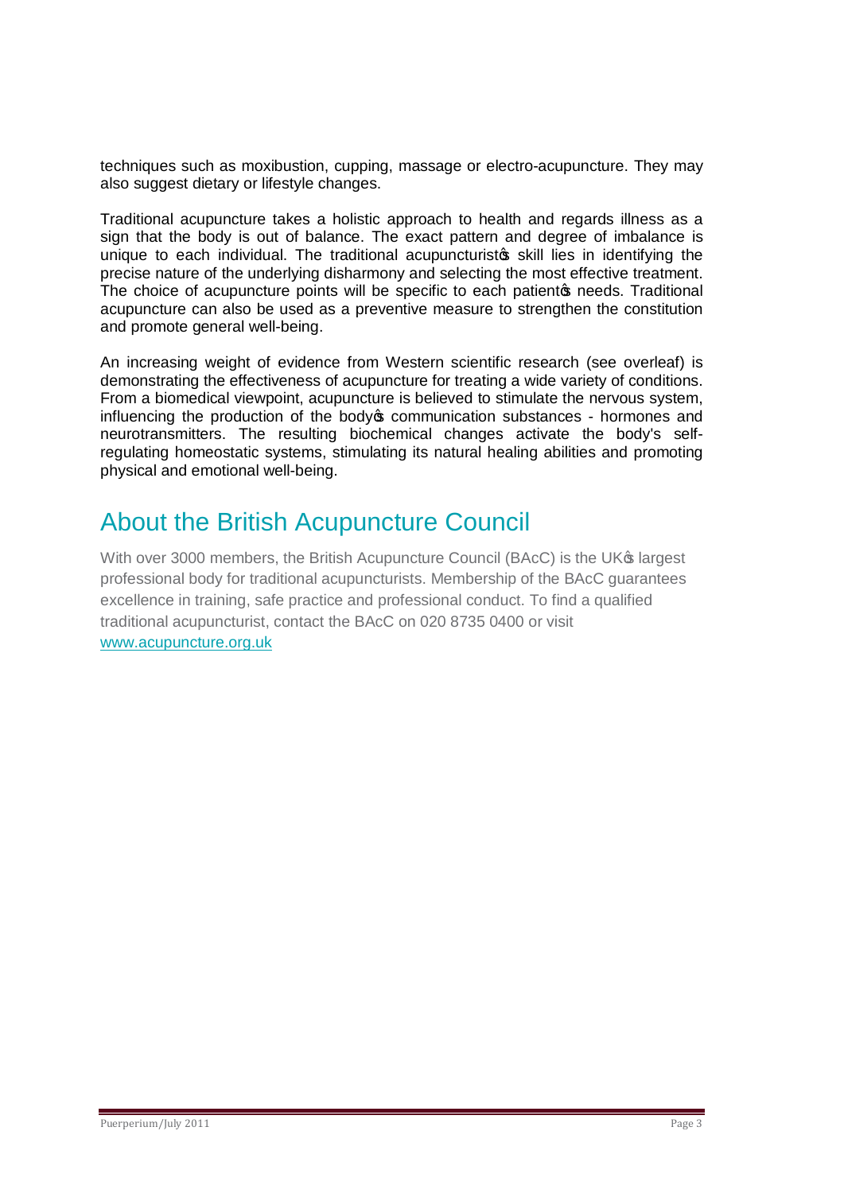techniques such as moxibustion, cupping, massage or electro-acupuncture. They may also suggest dietary or lifestyle changes.

Traditional acupuncture takes a holistic approach to health and regards illness as a sign that the body is out of balance. The exact pattern and degree of imbalance is unique to each individual. The traditional acupuncturist's skill lies in identifying the precise nature of the underlying disharmony and selecting the most effective treatment. The choice of acupuncture points will be specific to each patient's needs. Traditional acupuncture can also be used as a preventive measure to strengthen the constitution and promote general well-being.

An increasing weight of evidence from Western scientific research (see overleaf) is demonstrating the effectiveness of acupuncture for treating a wide variety of conditions. From a biomedical viewpoint, acupuncture is believed to stimulate the nervous system, influencing the production of the body's communication substances - hormones and neurotransmitters. The resulting biochemical changes activate the body's self-regulating homeostatic systems, stimulating its natural healing abilities and promoting physical and emotional well-being.

## About the British Acupuncture Council

With over 3000 members, the British Acupuncture Council (BAcC) is the UK's largest professional body for traditional acupuncturists. Membership of the BAcC guarantees excellence in training, safe practice and professional conduct. To find a qualified traditional acupuncturist, contact the BAcC on 020 8735 0400 or visit [www.acupuncture.org.uk](http://www.acupuncture.org.uk)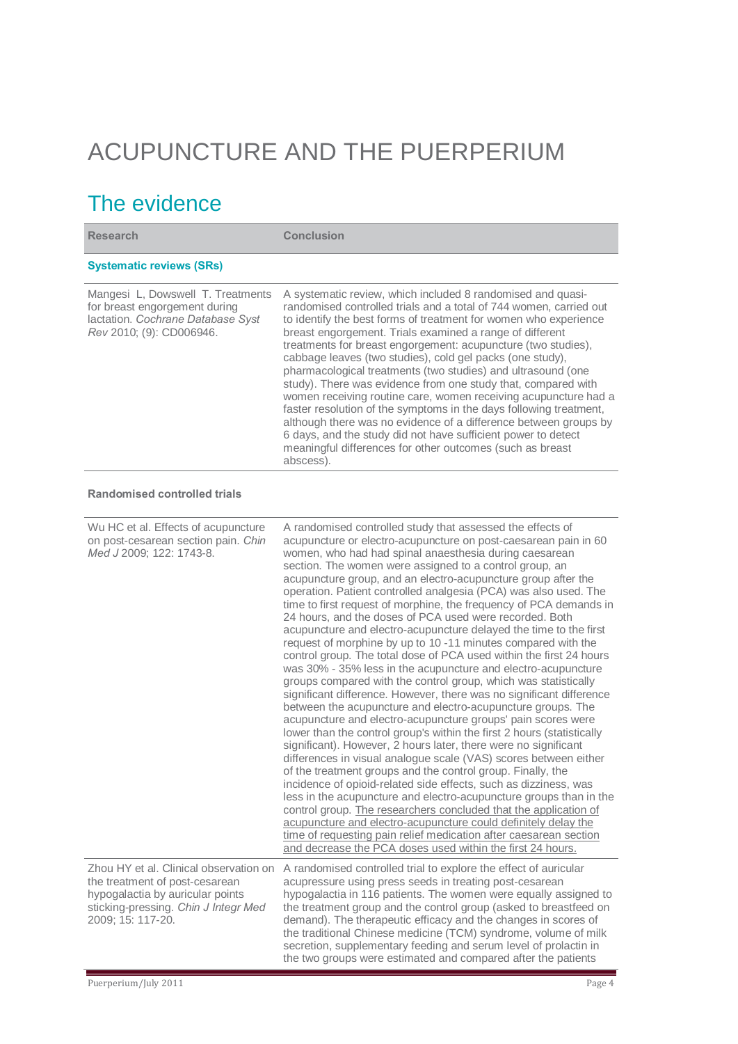# ACUPUNCTURE AND THE PUERPERIUM

## The evidence

| Research | Conclusion |
|---|---|
| **Systematic reviews (SRs)** | |
| Mangesi L, Dowswell T. Treatments for breast engorgement during lactation. *Cochrane Database Syst Rev* 2010; (9): CD006946. | A systematic review, which included 8 randomised and quasi-randomised controlled trials and a total of 744 women, carried out to identify the best forms of treatment for women who experience breast engorgement. Trials examined a range of different treatments for breast engorgement: acupuncture (two studies), cabbage leaves (two studies), cold gel packs (one study), pharmacological treatments (two studies) and ultrasound (one study). There was evidence from one study that, compared with women receiving routine care, women receiving acupuncture had a faster resolution of the symptoms in the days following treatment, although there was no evidence of a difference between groups by 6 days, and the study did not have sufficient power to detect meaningful differences for other outcomes (such as breast abscess). |
| **Randomised controlled trials** | |
| Wu HC et al. Effects of acupuncture on post-cesarean section pain. *Chin Med J* 2009; 122: 1743-8. | A randomised controlled study that assessed the effects of acupuncture or electro-acupuncture on post-caesarean pain in 60 women, who had had spinal anaesthesia during caesarean section. The women were assigned to a control group, an acupuncture group, and an electro-acupuncture group after the operation. Patient controlled analgesia (PCA) was also used. The time to first request of morphine, the frequency of PCA demands in 24 hours, and the doses of PCA used were recorded. Both acupuncture and electro-acupuncture delayed the time to the first request of morphine by up to 10 -11 minutes compared with the control group. The total dose of PCA used within the first 24 hours was 30% - 35% less in the acupuncture and electro-acupuncture groups compared with the control group, which was statistically significant difference. However, there was no significant difference between the acupuncture and electro-acupuncture groups. The acupuncture and electro-acupuncture groups' pain scores were lower than the control group's within the first 2 hours (statistically significant). However, 2 hours later, there were no significant differences in visual analogue scale (VAS) scores between either of the treatment groups and the control group. Finally, the incidence of opioid-related side effects, such as dizziness, was less in the acupuncture and electro-acupuncture groups than in the control group. The researchers concluded that the application of acupuncture and electro-acupuncture could definitely delay the time of requesting pain relief medication after caesarean section and decrease the PCA doses used within the first 24 hours. |
| Zhou HY et al. Clinical observation on the treatment of post-cesarean hypogalactia by auricular points sticking-pressing. *Chin J Integr Med* 2009; 15: 117-20. | A randomised controlled trial to explore the effect of auricular acupressure using press seeds in treating post-cesarean hypogalactia in 116 patients. The women were equally assigned to the treatment group and the control group (asked to breastfeed on demand). The therapeutic efficacy and the changes in scores of the traditional Chinese medicine (TCM) syndrome, volume of milk secretion, supplementary feeding and serum level of prolactin in the two groups were estimated and compared after the patients |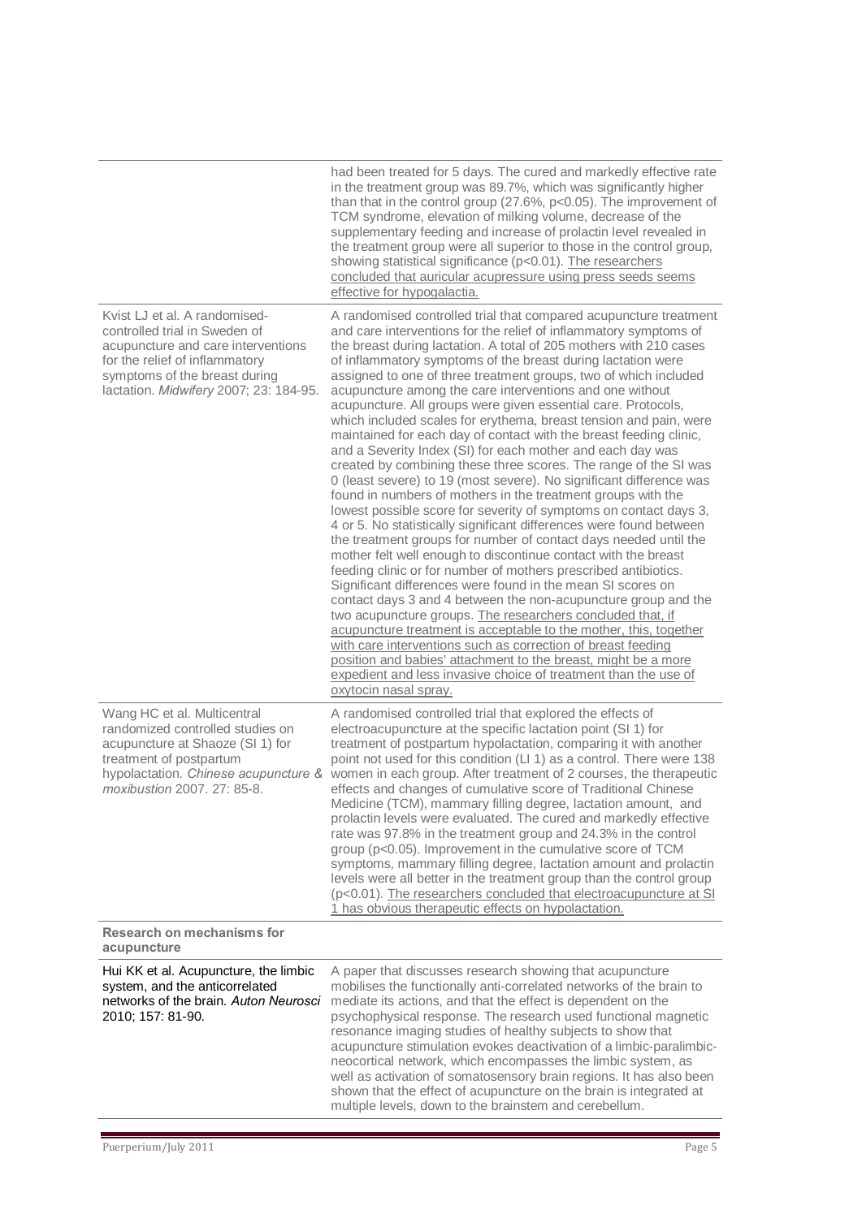| | |
|---|---|
| | had been treated for 5 days. The cured and markedly effective rate in the treatment group was 89.7%, which was significantly higher than that in the control group (27.6%, $p<0.05$). The improvement of TCM syndrome, elevation of milking volume, decrease of the supplementary feeding and increase of prolactin level revealed in the treatment group were all superior to those in the control group, showing statistical significance ($p<0.01$). The researchers concluded that auricular acupressure using press seeds seems effective for hypogalactia. |
| Kvist LJ et al. A randomised-controlled trial in Sweden of acupuncture and care interventions for the relief of inflammatory symptoms of the breast during lactation. *Midwifery* 2007; 23: 184-95. | A randomised controlled trial that compared acupuncture treatment and care interventions for the relief of inflammatory symptoms of the breast during lactation. A total of 205 mothers with 210 cases of inflammatory symptoms of the breast during lactation were assigned to one of three treatment groups, two of which included acupuncture among the care interventions and one without acupuncture. All groups were given essential care. Protocols, which included scales for erythema, breast tension and pain, were maintained for each day of contact with the breast feeding clinic, and a Severity Index (SI) for each mother and each day was created by combining these three scores. The range of the SI was 0 (least severe) to 19 (most severe). No significant difference was found in numbers of mothers in the treatment groups with the lowest possible score for severity of symptoms on contact days 3, 4 or 5. No statistically significant differences were found between the treatment groups for number of contact days needed until the mother felt well enough to discontinue contact with the breast feeding clinic or for number of mothers prescribed antibiotics. Significant differences were found in the mean SI scores on contact days 3 and 4 between the non-acupuncture group and the two acupuncture groups. The researchers concluded that, if acupuncture treatment is acceptable to the mother, this, together with care interventions such as correction of breast feeding position and babies' attachment to the breast, might be a more expedient and less invasive choice of treatment than the use of oxytocin nasal spray. |
| Wang HC et al. Multicentral randomized controlled studies on acupuncture at Shaoze (SI 1) for treatment of postpartum hypolactation. *Chinese acupuncture & moxibustion* 2007. 27: 85-8. | A randomised controlled trial that explored the effects of electroacupuncture at the specific lactation point (SI 1) for treatment of postpartum hypolactation, comparing it with another point not used for this condition (LI 1) as a control. There were 138 women in each group. After treatment of 2 courses, the therapeutic effects and changes of cumulative score of Traditional Chinese Medicine (TCM), mammary filling degree, lactation amount, and prolactin levels were evaluated. The cured and markedly effective rate was 97.8% in the treatment group and 24.3% in the control group ($p<0.05$). Improvement in the cumulative score of TCM symptoms, mammary filling degree, lactation amount and prolactin levels were all better in the treatment group than the control group ($p<0.01$). The researchers concluded that electroacupuncture at SI 1 has obvious therapeutic effects on hypolactation. |
| **Research on mechanisms for acupuncture** | |
| Hui KK et al. Acupuncture, the limbic system, and the anticorrelated networks of the brain. *Auton Neurosci* 2010; 157: 81-90. | A paper that discusses research showing that acupuncture mobilises the functionally anti-correlated networks of the brain to mediate its actions, and that the effect is dependent on the psychophysical response. The research used functional magnetic resonance imaging studies of healthy subjects to show that acupuncture stimulation evokes deactivation of a limbic-paralimbic-neocortical network, which encompasses the limbic system, as well as activation of somatosensory brain regions. It has also been shown that the effect of acupuncture on the brain is integrated at multiple levels, down to the brainstem and cerebellum. |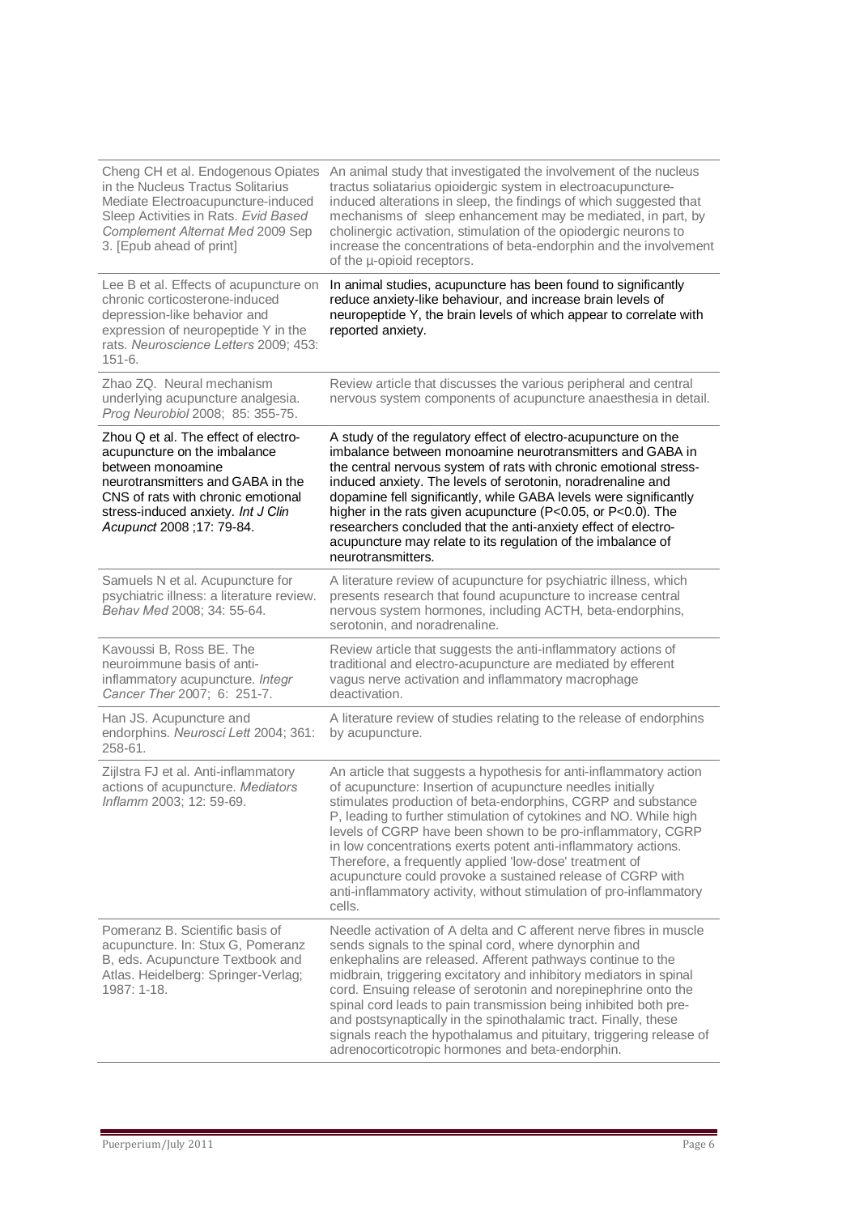| | |
|---|---|
| Cheng CH et al. Endogenous Opiates in the Nucleus Tractus Solitarius Mediate Electroacupuncture-induced Sleep Activities in Rats. *Evid Based Complement Alternat Med* 2009 Sep 3. [Epub ahead of print] | An animal study that investigated the involvement of the nucleus tractus soliatarius opioidergic system in electroacupuncture-induced alterations in sleep, the findings of which suggested that mechanisms of sleep enhancement may be mediated, in part, by cholinergic activation, stimulation of the opiodergic neurons to increase the concentrations of beta-endorphin and the involvement of the µ-opioid receptors. |
| Lee B et al. Effects of acupuncture on chronic corticosterone-induced depression-like behavior and expression of neuropeptide Y in the rats. *Neuroscience Letters* 2009; 453: 151-6. | In animal studies, acupuncture has been found to significantly reduce anxiety-like behaviour, and increase brain levels of neuropeptide Y, the brain levels of which appear to correlate with reported anxiety. |
| Zhao ZQ. Neural mechanism underlying acupuncture analgesia. *Prog Neurobiol* 2008; 85: 355-75. | Review article that discusses the various peripheral and central nervous system components of acupuncture anaesthesia in detail. |
| Zhou Q et al. The effect of electro-acupuncture on the imbalance between monoamine neurotransmitters and GABA in the CNS of rats with chronic emotional stress-induced anxiety. *Int J Clin Acupunct* 2008 ;17: 79-84. | A study of the regulatory effect of electro-acupuncture on the imbalance between monoamine neurotransmitters and GABA in the central nervous system of rats with chronic emotional stress-induced anxiety. The levels of serotonin, noradrenaline and dopamine fell significantly, while GABA levels were significantly higher in the rats given acupuncture ($P<0.05$, or $P<0.0$). The researchers concluded that the anti-anxiety effect of electro-acupuncture may relate to its regulation of the imbalance of neurotransmitters. |
| Samuels N et al. Acupuncture for psychiatric illness: a literature review. *Behav Med* 2008; 34: 55-64. | A literature review of acupuncture for psychiatric illness, which presents research that found acupuncture to increase central nervous system hormones, including ACTH, beta-endorphins, serotonin, and noradrenaline. |
| Kavoussi B, Ross BE. The neuroimmune basis of anti-inflammatory acupuncture. *Integr Cancer Ther* 2007; 6: 251-7. | Review article that suggests the anti-inflammatory actions of traditional and electro-acupuncture are mediated by efferent vagus nerve activation and inflammatory macrophage deactivation. |
| Han JS. Acupuncture and endorphins. *Neurosci Lett* 2004; 361: 258-61. | A literature review of studies relating to the release of endorphins by acupuncture. |
| Zijlstra FJ et al. Anti-inflammatory actions of acupuncture. *Mediators Inflamm* 2003; 12: 59-69. | An article that suggests a hypothesis for anti-inflammatory action of acupuncture: Insertion of acupuncture needles initially stimulates production of beta-endorphins, CGRP and substance P, leading to further stimulation of cytokines and NO. While high levels of CGRP have been shown to be pro-inflammatory, CGRP in low concentrations exerts potent anti-inflammatory actions. Therefore, a frequently applied 'low-dose' treatment of acupuncture could provoke a sustained release of CGRP with anti-inflammatory activity, without stimulation of pro-inflammatory cells. |
| Pomeranz B. Scientific basis of acupuncture. In: Stux G, Pomeranz B, eds. Acupuncture Textbook and Atlas. Heidelberg: Springer-Verlag; 1987: 1-18. | Needle activation of A delta and C afferent nerve fibres in muscle sends signals to the spinal cord, where dynorphin and enkephalins are released. Afferent pathways continue to the midbrain, triggering excitatory and inhibitory mediators in spinal cord. Ensuing release of serotonin and norepinephrine onto the spinal cord leads to pain transmission being inhibited both pre- and postsynaptically in the spinothalamic tract. Finally, these signals reach the hypothalamus and pituitary, triggering release of adrenocorticotropic hormones and beta-endorphin. |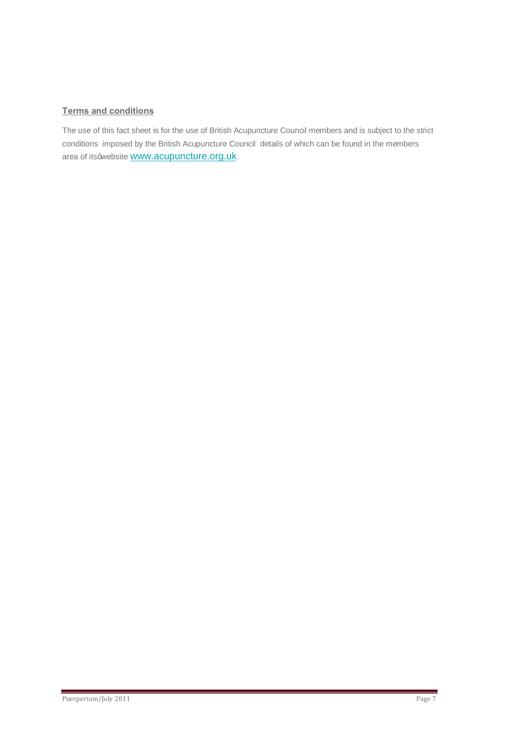## Terms and conditions

The use of this fact sheet is for the use of British Acupuncture Council members and is subject to the strict conditions imposed by the British Acupuncture Council details of which can be found in the members area of itsôwebsite www.acupuncture.org.uk.